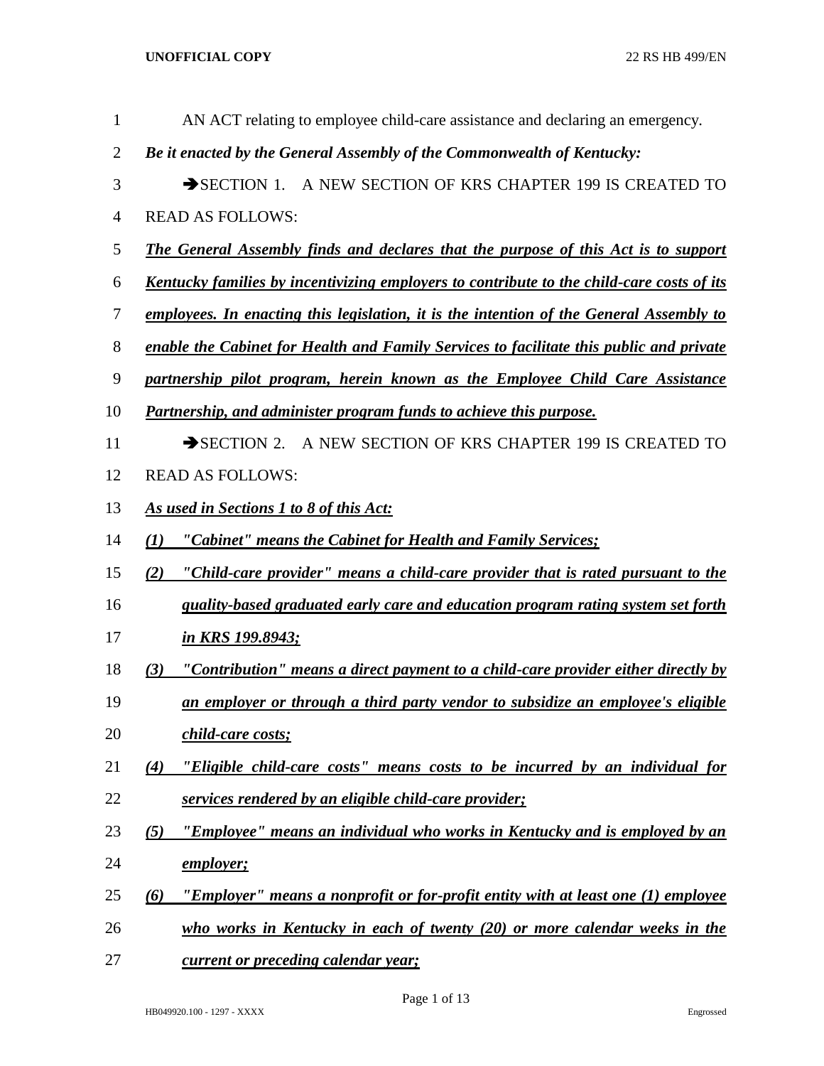AN ACT relating to employee child-care assistance and declaring an emergency.

***Be it enacted by the General Assembly of the Commonwealth of Kentucky:***

➔SECTION 1. A NEW SECTION OF KRS CHAPTER 199 IS CREATED TO READ AS FOLLOWS:

***The General Assembly finds and declares that the purpose of this Act is to support Kentucky families by incentivizing employers to contribute to the child-care costs of its employees. In enacting this legislation, it is the intention of the General Assembly to enable the Cabinet for Health and Family Services to facilitate this public and private partnership pilot program, herein known as the Employee Child Care Assistance Partnership, and administer program funds to achieve this purpose.***

➔SECTION 2. A NEW SECTION OF KRS CHAPTER 199 IS CREATED TO READ AS FOLLOWS:

***As used in Sections 1 to 8 of this Act:***

***(1) "Cabinet" means the Cabinet for Health and Family Services;***

***(2) "Child-care provider" means a child-care provider that is rated pursuant to the quality-based graduated early care and education program rating system set forth in KRS 199.8943;***

***(3) "Contribution" means a direct payment to a child-care provider either directly by an employer or through a third party vendor to subsidize an employee's eligible child-care costs;***

***(4) "Eligible child-care costs" means costs to be incurred by an individual for services rendered by an eligible child-care provider;***

***(5) "Employee" means an individual who works in Kentucky and is employed by an employer;***

***(6) "Employer" means a nonprofit or for-profit entity with at least one (1) employee who works in Kentucky in each of twenty (20) or more calendar weeks in the current or preceding calendar year;***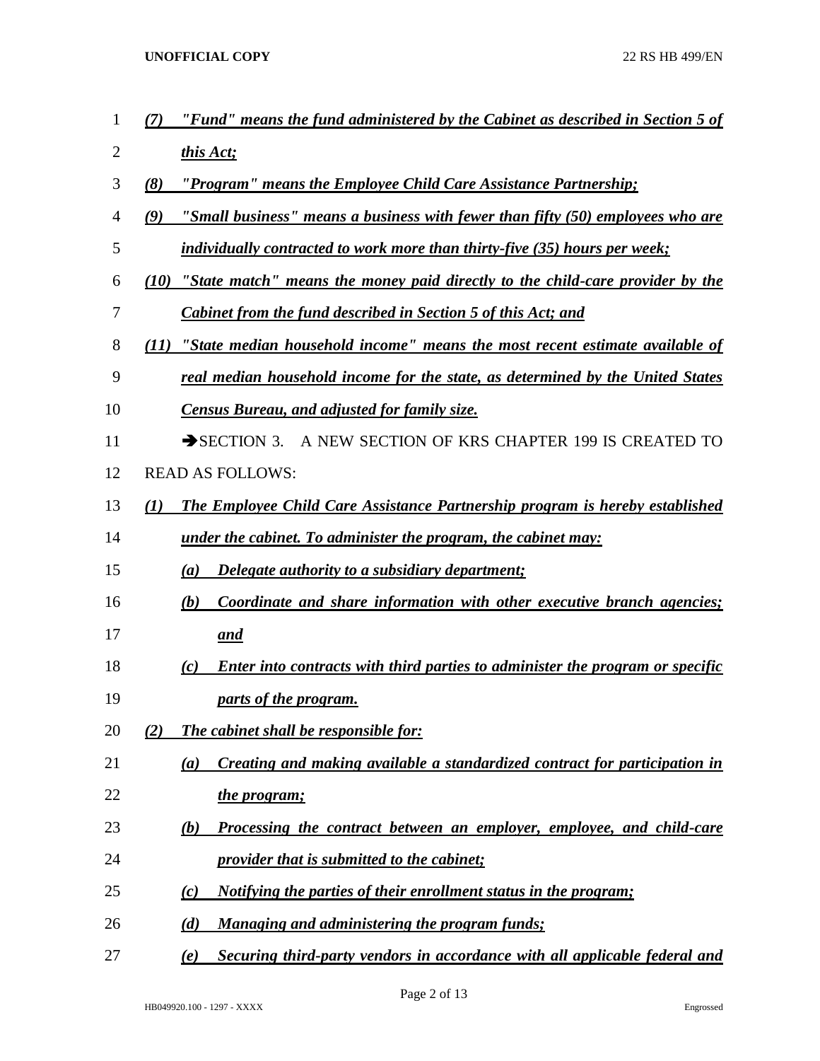*(7) "Fund" means the fund administered by the Cabinet as described in Section 5 of this Act;*

*(8) "Program" means the Employee Child Care Assistance Partnership;*

*(9) "Small business" means a business with fewer than fifty (50) employees who are individually contracted to work more than thirty-five (35) hours per week;*

*(10) "State match" means the money paid directly to the child-care provider by the Cabinet from the fund described in Section 5 of this Act; and*

*(11) "State median household income" means the most recent estimate available of real median household income for the state, as determined by the United States Census Bureau, and adjusted for family size.*

➔SECTION 3. A NEW SECTION OF KRS CHAPTER 199 IS CREATED TO READ AS FOLLOWS:

*(1) The Employee Child Care Assistance Partnership program is hereby established under the cabinet. To administer the program, the cabinet may:*

*(a) Delegate authority to a subsidiary department;*

*(b) Coordinate and share information with other executive branch agencies; and*

*(c) Enter into contracts with third parties to administer the program or specific parts of the program.*

*(2) The cabinet shall be responsible for:*

*(a) Creating and making available a standardized contract for participation in the program;*

*(b) Processing the contract between an employer, employee, and child-care provider that is submitted to the cabinet;*

*(c) Notifying the parties of their enrollment status in the program;*

*(d) Managing and administering the program funds;*

*(e) Securing third-party vendors in accordance with all applicable federal and*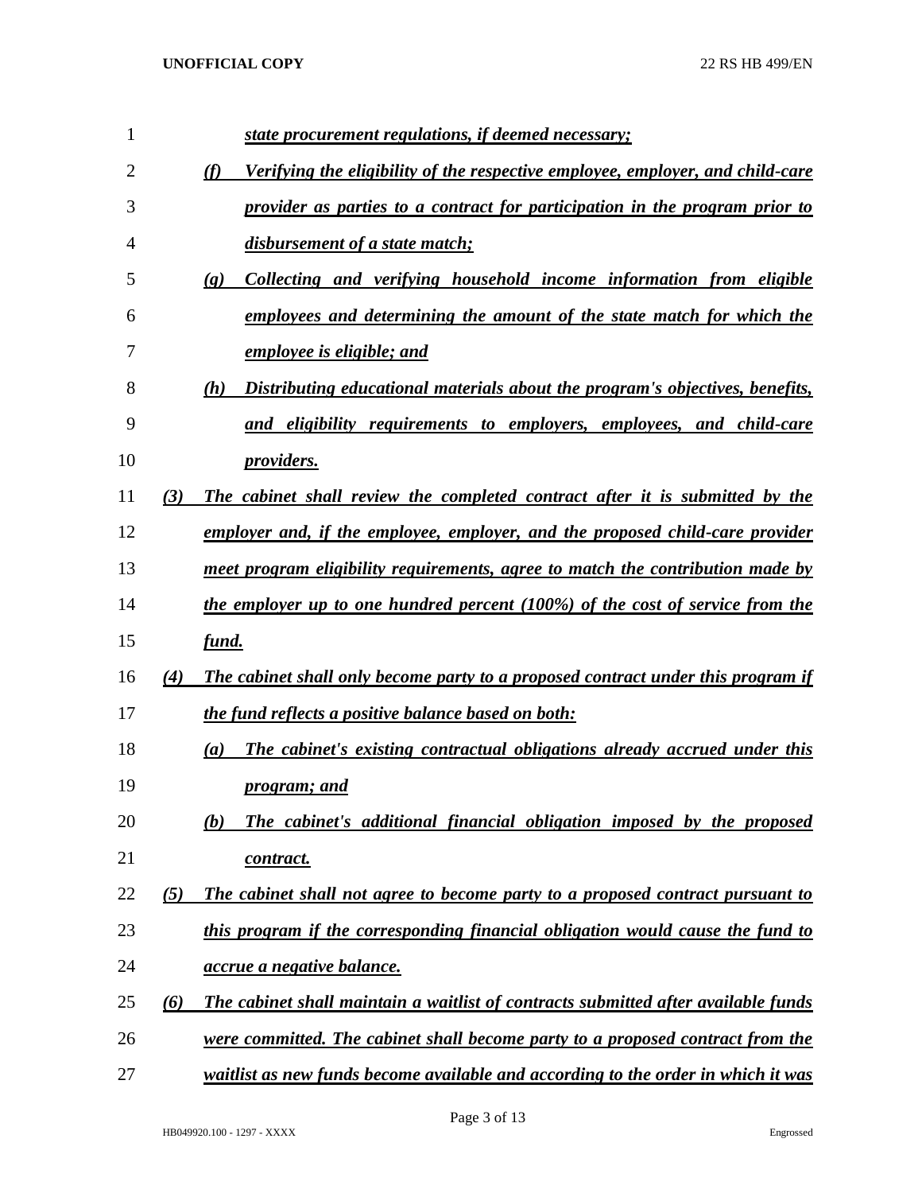*state procurement regulations, if deemed necessary;*

*(f) Verifying the eligibility of the respective employee, employer, and child-care provider as parties to a contract for participation in the program prior to disbursement of a state match;*

*(g) Collecting and verifying household income information from eligible employees and determining the amount of the state match for which the employee is eligible; and*

*(h) Distributing educational materials about the program's objectives, benefits, and eligibility requirements to employers, employees, and child-care providers.*

*(3) The cabinet shall review the completed contract after it is submitted by the employer and, if the employee, employer, and the proposed child-care provider meet program eligibility requirements, agree to match the contribution made by the employer up to one hundred percent (100%) of the cost of service from the fund.*

*(4) The cabinet shall only become party to a proposed contract under this program if the fund reflects a positive balance based on both:*

*(a) The cabinet's existing contractual obligations already accrued under this program; and*

*(b) The cabinet's additional financial obligation imposed by the proposed contract.*

*(5) The cabinet shall not agree to become party to a proposed contract pursuant to this program if the corresponding financial obligation would cause the fund to accrue a negative balance.*

*(6) The cabinet shall maintain a waitlist of contracts submitted after available funds were committed. The cabinet shall become party to a proposed contract from the waitlist as new funds become available and according to the order in which it was*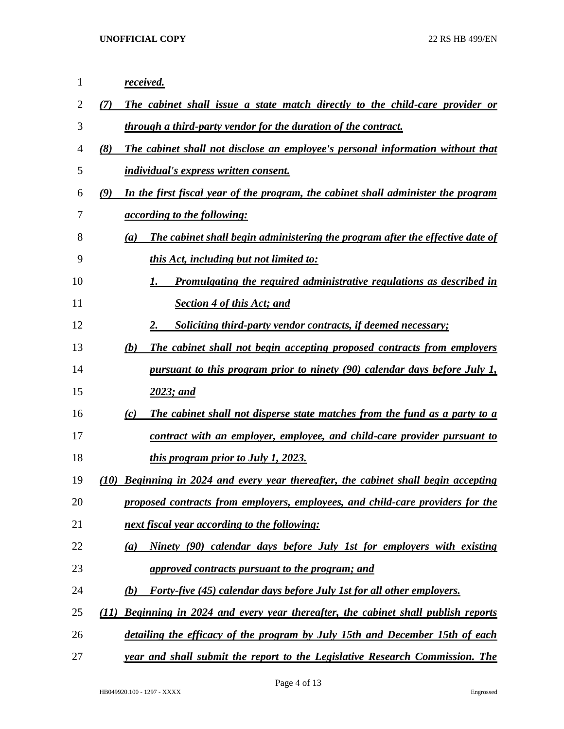***received.***

***(7) The cabinet shall issue a state match directly to the child-care provider or through a third-party vendor for the duration of the contract.***

***(8) The cabinet shall not disclose an employee's personal information without that individual's express written consent.***

***(9) In the first fiscal year of the program, the cabinet shall administer the program according to the following:***

***(a) The cabinet shall begin administering the program after the effective date of this Act, including but not limited to:***

***1. Promulgating the required administrative regulations as described in Section 4 of this Act; and***

***2. Soliciting third-party vendor contracts, if deemed necessary;***

***(b) The cabinet shall not begin accepting proposed contracts from employers pursuant to this program prior to ninety (90) calendar days before July 1, 2023; and***

***(c) The cabinet shall not disperse state matches from the fund as a party to a contract with an employer, employee, and child-care provider pursuant to this program prior to July 1, 2023.***

***(10) Beginning in 2024 and every year thereafter, the cabinet shall begin accepting proposed contracts from employers, employees, and child-care providers for the next fiscal year according to the following:***

***(a) Ninety (90) calendar days before July 1st for employers with existing approved contracts pursuant to the program; and***

***(b) Forty-five (45) calendar days before July 1st for all other employers.***

***(11) Beginning in 2024 and every year thereafter, the cabinet shall publish reports detailing the efficacy of the program by July 15th and December 15th of each year and shall submit the report to the Legislative Research Commission. The***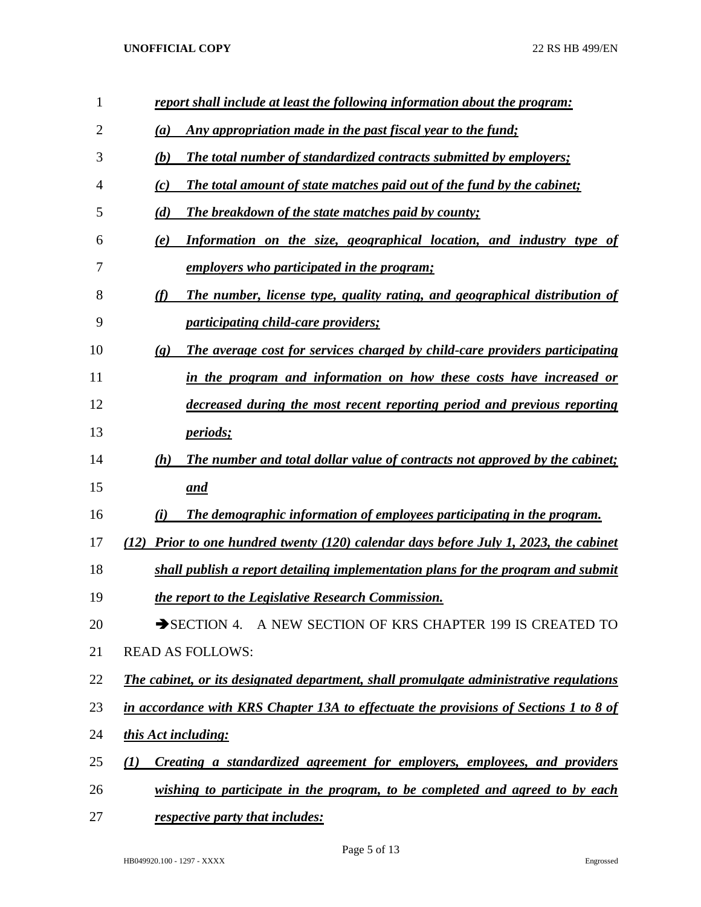*report shall include at least the following information about the program:*

*(a) Any appropriation made in the past fiscal year to the fund;*

*(b) The total number of standardized contracts submitted by employers;*

*(c) The total amount of state matches paid out of the fund by the cabinet;*

*(d) The breakdown of the state matches paid by county;*

*(e) Information on the size, geographical location, and industry type of employers who participated in the program;*

*(f) The number, license type, quality rating, and geographical distribution of participating child-care providers;*

*(g) The average cost for services charged by child-care providers participating in the program and information on how these costs have increased or decreased during the most recent reporting period and previous reporting periods;*

*(h) The number and total dollar value of contracts not approved by the cabinet; and*

*(i) The demographic information of employees participating in the program.*

*(12) Prior to one hundred twenty (120) calendar days before July 1, 2023, the cabinet shall publish a report detailing implementation plans for the program and submit the report to the Legislative Research Commission.*

➔SECTION 4. A NEW SECTION OF KRS CHAPTER 199 IS CREATED TO READ AS FOLLOWS:

*The cabinet, or its designated department, shall promulgate administrative regulations in accordance with KRS Chapter 13A to effectuate the provisions of Sections 1 to 8 of this Act including:*

*(1) Creating a standardized agreement for employers, employees, and providers wishing to participate in the program, to be completed and agreed to by each respective party that includes:*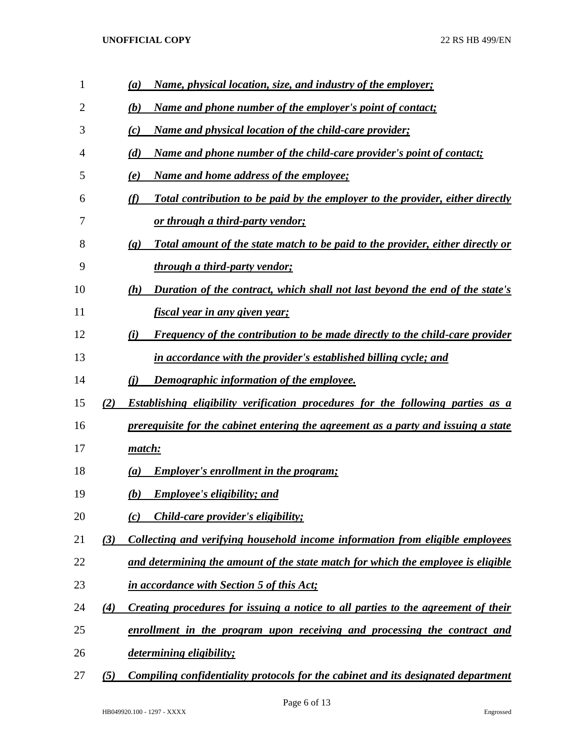*(a) Name, physical location, size, and industry of the employer;*

*(b) Name and phone number of the employer's point of contact;*

*(c) Name and physical location of the child-care provider;*

*(d) Name and phone number of the child-care provider's point of contact;*

*(e) Name and home address of the employee;*

*(f) Total contribution to be paid by the employer to the provider, either directly or through a third-party vendor;*

*(g) Total amount of the state match to be paid to the provider, either directly or through a third-party vendor;*

*(h) Duration of the contract, which shall not last beyond the end of the state's fiscal year in any given year;*

*(i) Frequency of the contribution to be made directly to the child-care provider in accordance with the provider's established billing cycle; and*

*(j) Demographic information of the employee.*

*(2) Establishing eligibility verification procedures for the following parties as a prerequisite for the cabinet entering the agreement as a party and issuing a state match:*

*(a) Employer's enrollment in the program;*

*(b) Employee's eligibility; and*

*(c) Child-care provider's eligibility;*

*(3) Collecting and verifying household income information from eligible employees and determining the amount of the state match for which the employee is eligible in accordance with Section 5 of this Act;*

*(4) Creating procedures for issuing a notice to all parties to the agreement of their enrollment in the program upon receiving and processing the contract and determining eligibility;*

*(5) Compiling confidentiality protocols for the cabinet and its designated department*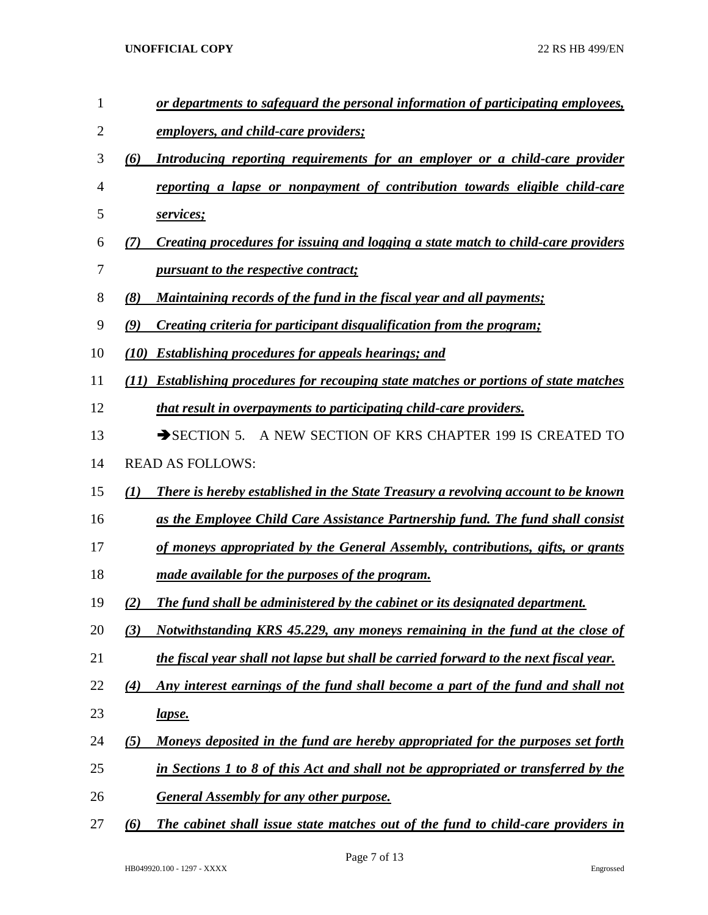*or departments to safeguard the personal information of participating employees, employers, and child-care providers;*

*(6) Introducing reporting requirements for an employer or a child-care provider reporting a lapse or nonpayment of contribution towards eligible child-care services;*

*(7) Creating procedures for issuing and logging a state match to child-care providers pursuant to the respective contract;*

*(8) Maintaining records of the fund in the fiscal year and all payments;*

*(9) Creating criteria for participant disqualification from the program;*

*(10) Establishing procedures for appeals hearings; and*

*(11) Establishing procedures for recouping state matches or portions of state matches that result in overpayments to participating child-care providers.*

➔SECTION 5. A NEW SECTION OF KRS CHAPTER 199 IS CREATED TO READ AS FOLLOWS:

*(1) There is hereby established in the State Treasury a revolving account to be known as the Employee Child Care Assistance Partnership fund. The fund shall consist of moneys appropriated by the General Assembly, contributions, gifts, or grants made available for the purposes of the program.*

*(2) The fund shall be administered by the cabinet or its designated department.*

*(3) Notwithstanding KRS 45.229, any moneys remaining in the fund at the close of the fiscal year shall not lapse but shall be carried forward to the next fiscal year.*

*(4) Any interest earnings of the fund shall become a part of the fund and shall not lapse.*

*(5) Moneys deposited in the fund are hereby appropriated for the purposes set forth in Sections 1 to 8 of this Act and shall not be appropriated or transferred by the General Assembly for any other purpose.*

*(6) The cabinet shall issue state matches out of the fund to child-care providers in*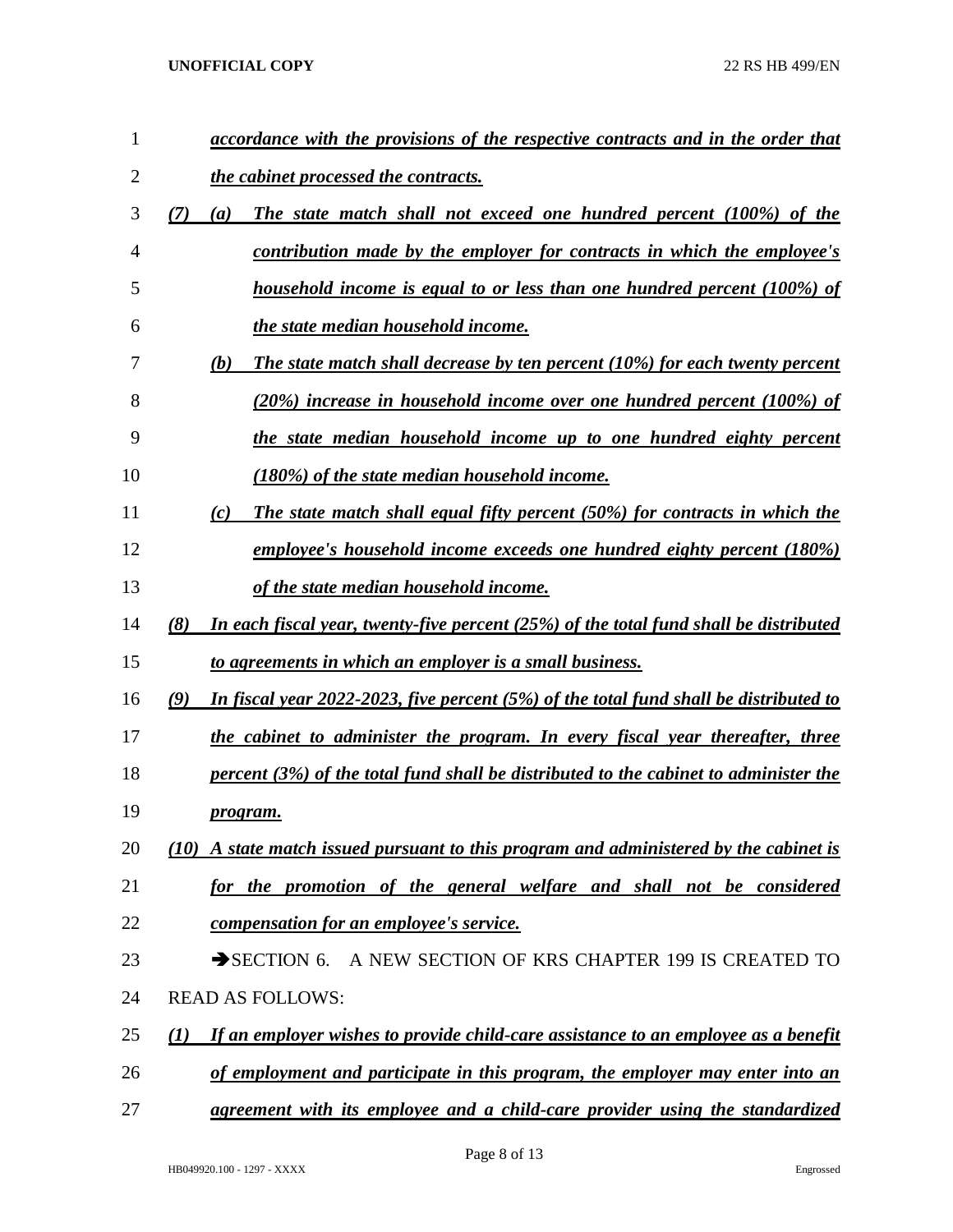***accordance with the provisions of the respective contracts and in the order that the cabinet processed the contracts.***

***(7) (a) The state match shall not exceed one hundred percent (100%) of the contribution made by the employer for contracts in which the employee's household income is equal to or less than one hundred percent (100%) of the state median household income.***

***(b) The state match shall decrease by ten percent (10%) for each twenty percent (20%) increase in household income over one hundred percent (100%) of the state median household income up to one hundred eighty percent (180%) of the state median household income.***

***(c) The state match shall equal fifty percent (50%) for contracts in which the employee's household income exceeds one hundred eighty percent (180%) of the state median household income.***

***(8) In each fiscal year, twenty-five percent (25%) of the total fund shall be distributed to agreements in which an employer is a small business.***

***(9) In fiscal year 2022-2023, five percent (5%) of the total fund shall be distributed to the cabinet to administer the program. In every fiscal year thereafter, three percent (3%) of the total fund shall be distributed to the cabinet to administer the program.***

***(10) A state match issued pursuant to this program and administered by the cabinet is for the promotion of the general welfare and shall not be considered compensation for an employee's service.***

➔SECTION 6. A NEW SECTION OF KRS CHAPTER 199 IS CREATED TO READ AS FOLLOWS:

***(1) If an employer wishes to provide child-care assistance to an employee as a benefit of employment and participate in this program, the employer may enter into an agreement with its employee and a child-care provider using the standardized***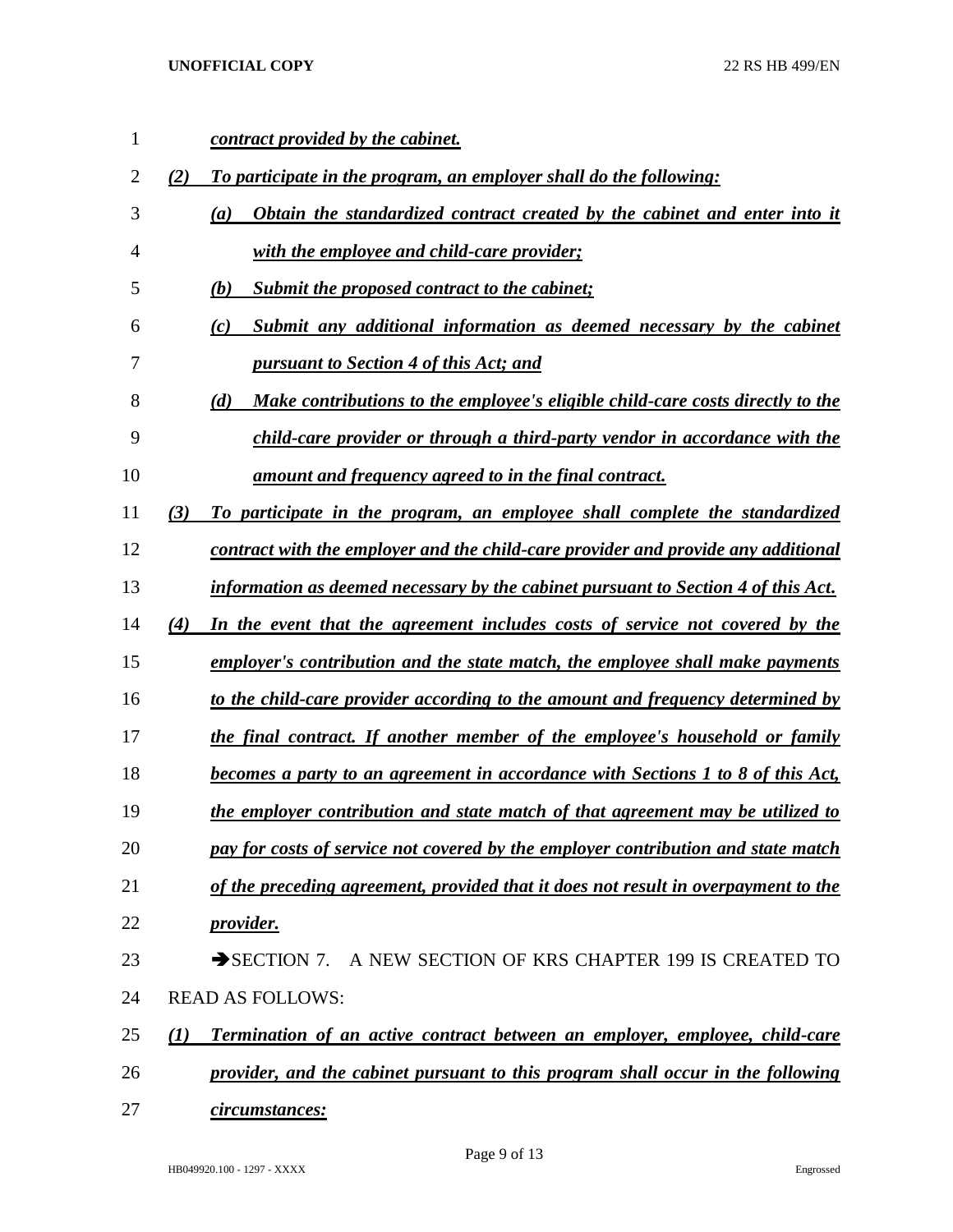*contract provided by the cabinet.*

*(2) To participate in the program, an employer shall do the following:*

*(a) Obtain the standardized contract created by the cabinet and enter into it with the employee and child-care provider;*

*(b) Submit the proposed contract to the cabinet;*

*(c) Submit any additional information as deemed necessary by the cabinet pursuant to Section 4 of this Act; and*

*(d) Make contributions to the employee's eligible child-care costs directly to the child-care provider or through a third-party vendor in accordance with the amount and frequency agreed to in the final contract.*

*(3) To participate in the program, an employee shall complete the standardized contract with the employer and the child-care provider and provide any additional information as deemed necessary by the cabinet pursuant to Section 4 of this Act.*

*(4) In the event that the agreement includes costs of service not covered by the employer's contribution and the state match, the employee shall make payments to the child-care provider according to the amount and frequency determined by the final contract. If another member of the employee's household or family becomes a party to an agreement in accordance with Sections 1 to 8 of this Act, the employer contribution and state match of that agreement may be utilized to pay for costs of service not covered by the employer contribution and state match of the preceding agreement, provided that it does not result in overpayment to the provider.*

➔SECTION 7. A NEW SECTION OF KRS CHAPTER 199 IS CREATED TO READ AS FOLLOWS:

*(1) Termination of an active contract between an employer, employee, child-care provider, and the cabinet pursuant to this program shall occur in the following circumstances:*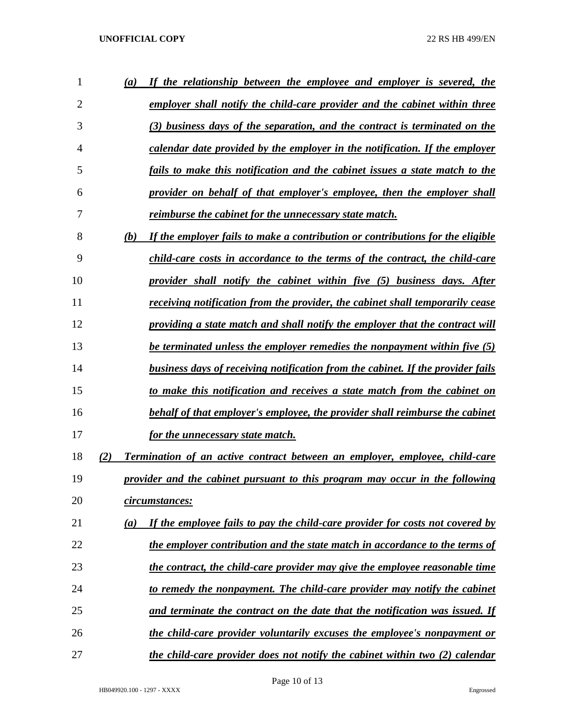*(a) If the relationship between the employee and employer is severed, the employer shall notify the child-care provider and the cabinet within three (3) business days of the separation, and the contract is terminated on the calendar date provided by the employer in the notification. If the employer fails to make this notification and the cabinet issues a state match to the provider on behalf of that employer's employee, then the employer shall reimburse the cabinet for the unnecessary state match.*

*(b) If the employer fails to make a contribution or contributions for the eligible child-care costs in accordance to the terms of the contract, the child-care provider shall notify the cabinet within five (5) business days. After receiving notification from the provider, the cabinet shall temporarily cease providing a state match and shall notify the employer that the contract will be terminated unless the employer remedies the nonpayment within five (5) business days of receiving notification from the cabinet. If the provider fails to make this notification and receives a state match from the cabinet on behalf of that employer's employee, the provider shall reimburse the cabinet for the unnecessary state match.*

*(2) Termination of an active contract between an employer, employee, child-care provider and the cabinet pursuant to this program may occur in the following circumstances:*

*(a) If the employee fails to pay the child-care provider for costs not covered by the employer contribution and the state match in accordance to the terms of the contract, the child-care provider may give the employee reasonable time to remedy the nonpayment. The child-care provider may notify the cabinet and terminate the contract on the date that the notification was issued. If the child-care provider voluntarily excuses the employee's nonpayment or the child-care provider does not notify the cabinet within two (2) calendar*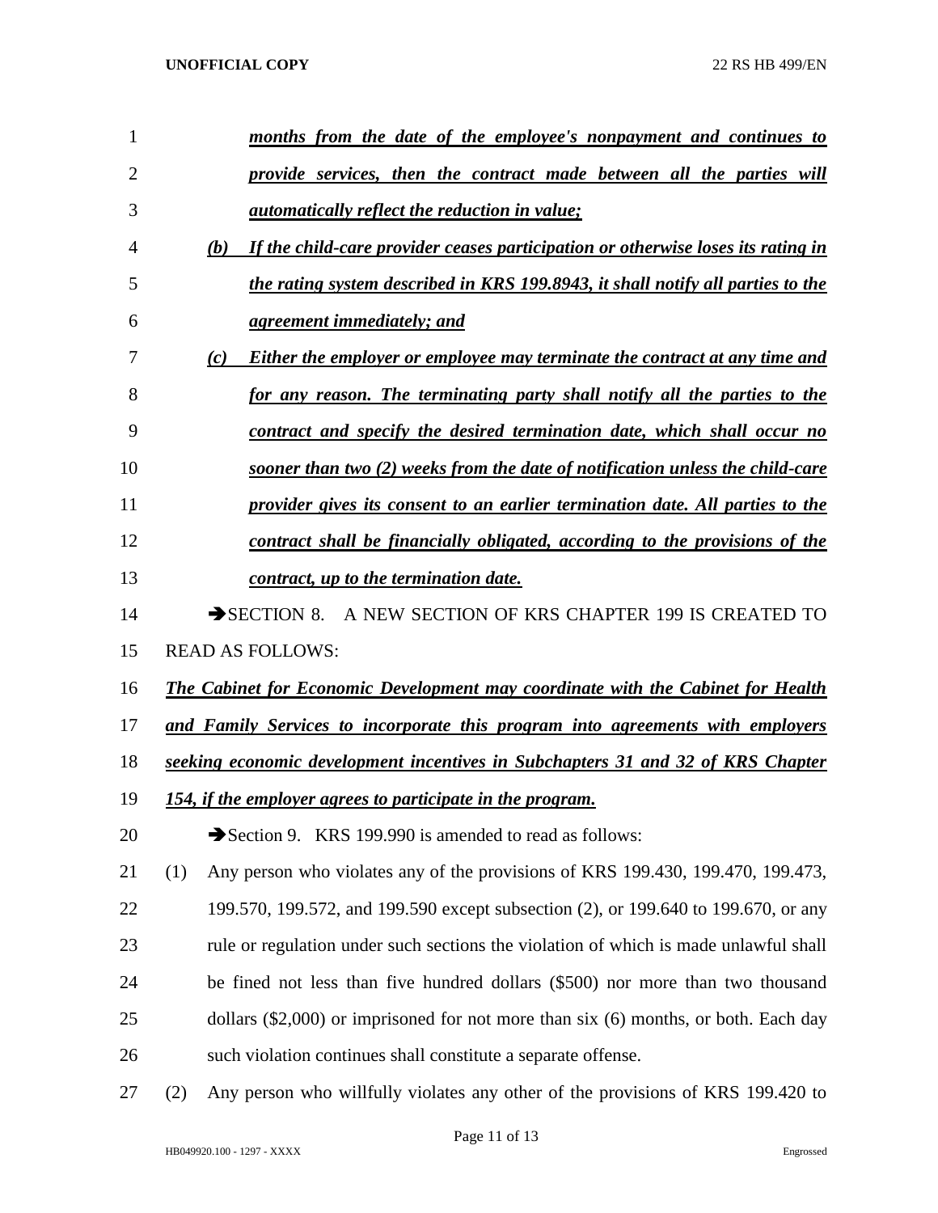***months from the date of the employee's nonpayment and continues to provide services, then the contract made between all the parties will automatically reflect the reduction in value;***

***(b) If the child-care provider ceases participation or otherwise loses its rating in the rating system described in KRS 199.8943, it shall notify all parties to the agreement immediately; and***

***(c) Either the employer or employee may terminate the contract at any time and for any reason. The terminating party shall notify all the parties to the contract and specify the desired termination date, which shall occur no sooner than two (2) weeks from the date of notification unless the child-care provider gives its consent to an earlier termination date. All parties to the contract shall be financially obligated, according to the provisions of the contract, up to the termination date.***

➔SECTION 8. A NEW SECTION OF KRS CHAPTER 199 IS CREATED TO READ AS FOLLOWS:

***The Cabinet for Economic Development may coordinate with the Cabinet for Health and Family Services to incorporate this program into agreements with employers seeking economic development incentives in Subchapters 31 and 32 of KRS Chapter 154, if the employer agrees to participate in the program.***

➔Section 9. KRS 199.990 is amended to read as follows:

(1) Any person who violates any of the provisions of KRS 199.430, 199.470, 199.473, 199.570, 199.572, and 199.590 except subsection (2), or 199.640 to 199.670, or any rule or regulation under such sections the violation of which is made unlawful shall be fined not less than five hundred dollars ($500) nor more than two thousand dollars ($2,000) or imprisoned for not more than six (6) months, or both. Each day such violation continues shall constitute a separate offense.

(2) Any person who willfully violates any other of the provisions of KRS 199.420 to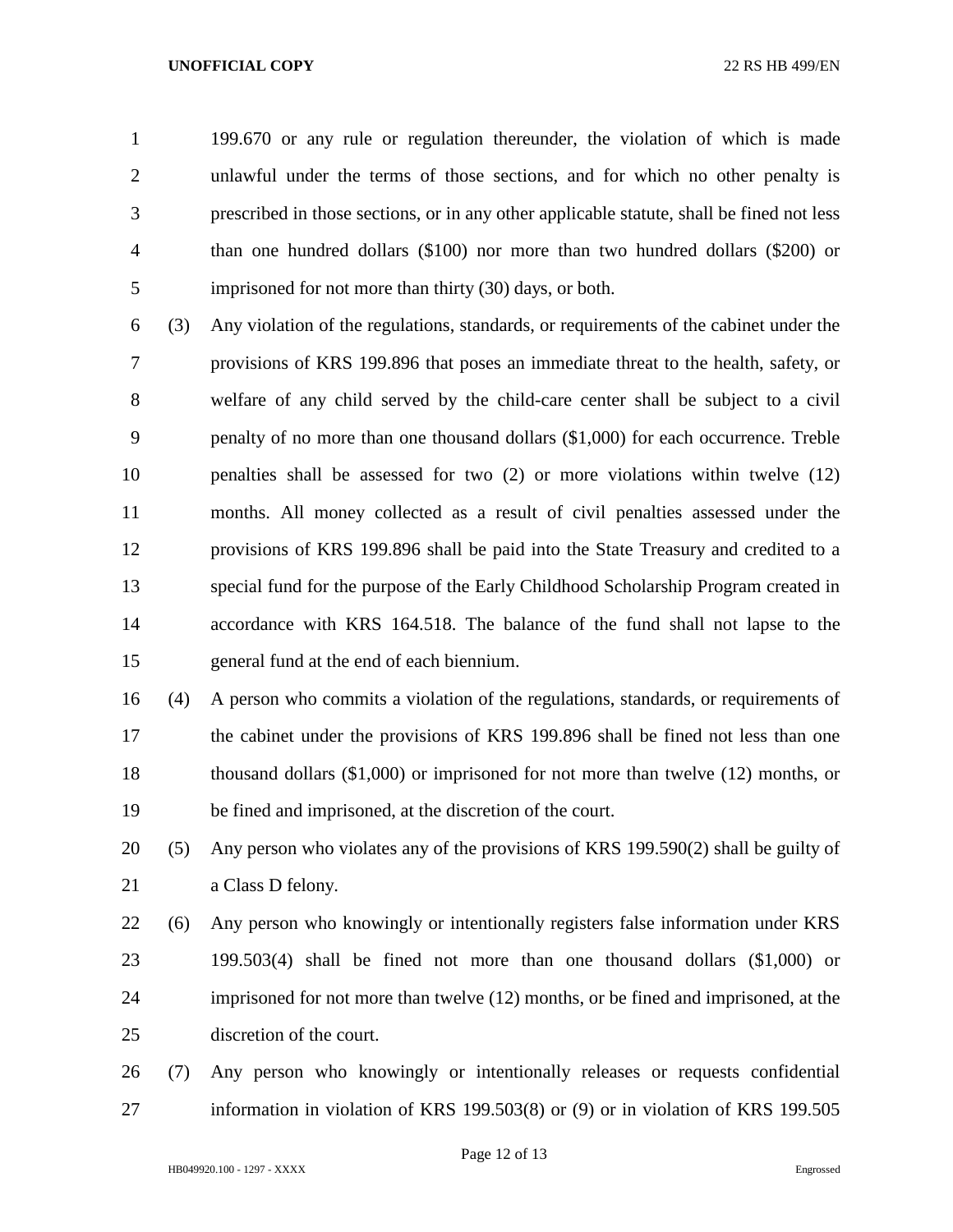199.670 or any rule or regulation thereunder, the violation of which is made unlawful under the terms of those sections, and for which no other penalty is prescribed in those sections, or in any other applicable statute, shall be fined not less than one hundred dollars ($100) nor more than two hundred dollars ($200) or imprisoned for not more than thirty (30) days, or both.

(3) Any violation of the regulations, standards, or requirements of the cabinet under the provisions of KRS 199.896 that poses an immediate threat to the health, safety, or welfare of any child served by the child-care center shall be subject to a civil penalty of no more than one thousand dollars ($1,000) for each occurrence. Treble penalties shall be assessed for two (2) or more violations within twelve (12) months. All money collected as a result of civil penalties assessed under the provisions of KRS 199.896 shall be paid into the State Treasury and credited to a special fund for the purpose of the Early Childhood Scholarship Program created in accordance with KRS 164.518. The balance of the fund shall not lapse to the general fund at the end of each biennium.

(4) A person who commits a violation of the regulations, standards, or requirements of the cabinet under the provisions of KRS 199.896 shall be fined not less than one thousand dollars ($1,000) or imprisoned for not more than twelve (12) months, or be fined and imprisoned, at the discretion of the court.

(5) Any person who violates any of the provisions of KRS 199.590(2) shall be guilty of a Class D felony.

(6) Any person who knowingly or intentionally registers false information under KRS 199.503(4) shall be fined not more than one thousand dollars ($1,000) or imprisoned for not more than twelve (12) months, or be fined and imprisoned, at the discretion of the court.

(7) Any person who knowingly or intentionally releases or requests confidential information in violation of KRS 199.503(8) or (9) or in violation of KRS 199.505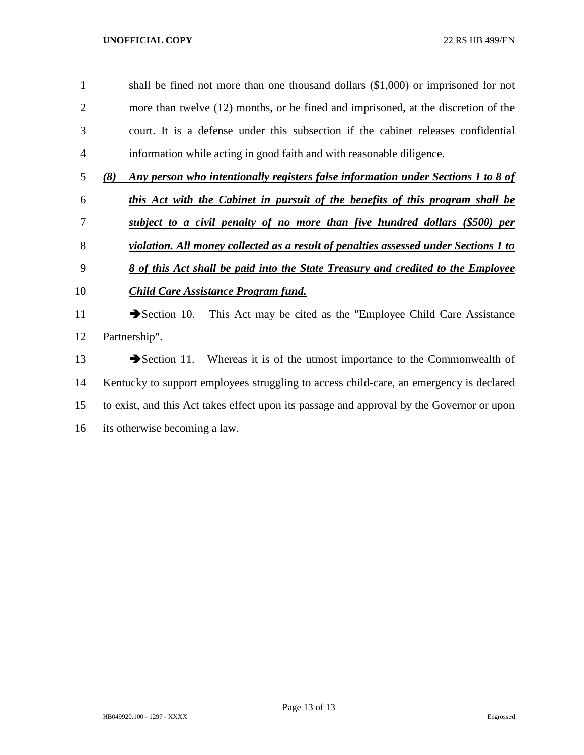shall be fined not more than one thousand dollars ($1,000) or imprisoned for not more than twelve (12) months, or be fined and imprisoned, at the discretion of the court. It is a defense under this subsection if the cabinet releases confidential information while acting in good faith and with reasonable diligence.

***(8) Any person who intentionally registers false information under Sections 1 to 8 of this Act with the Cabinet in pursuit of the benefits of this program shall be subject to a civil penalty of no more than five hundred dollars ($500) per violation. All money collected as a result of penalties assessed under Sections 1 to 8 of this Act shall be paid into the State Treasury and credited to the Employee Child Care Assistance Program fund.***

➔Section 10. This Act may be cited as the "Employee Child Care Assistance Partnership".

➔Section 11. Whereas it is of the utmost importance to the Commonwealth of Kentucky to support employees struggling to access child-care, an emergency is declared to exist, and this Act takes effect upon its passage and approval by the Governor or upon its otherwise becoming a law.